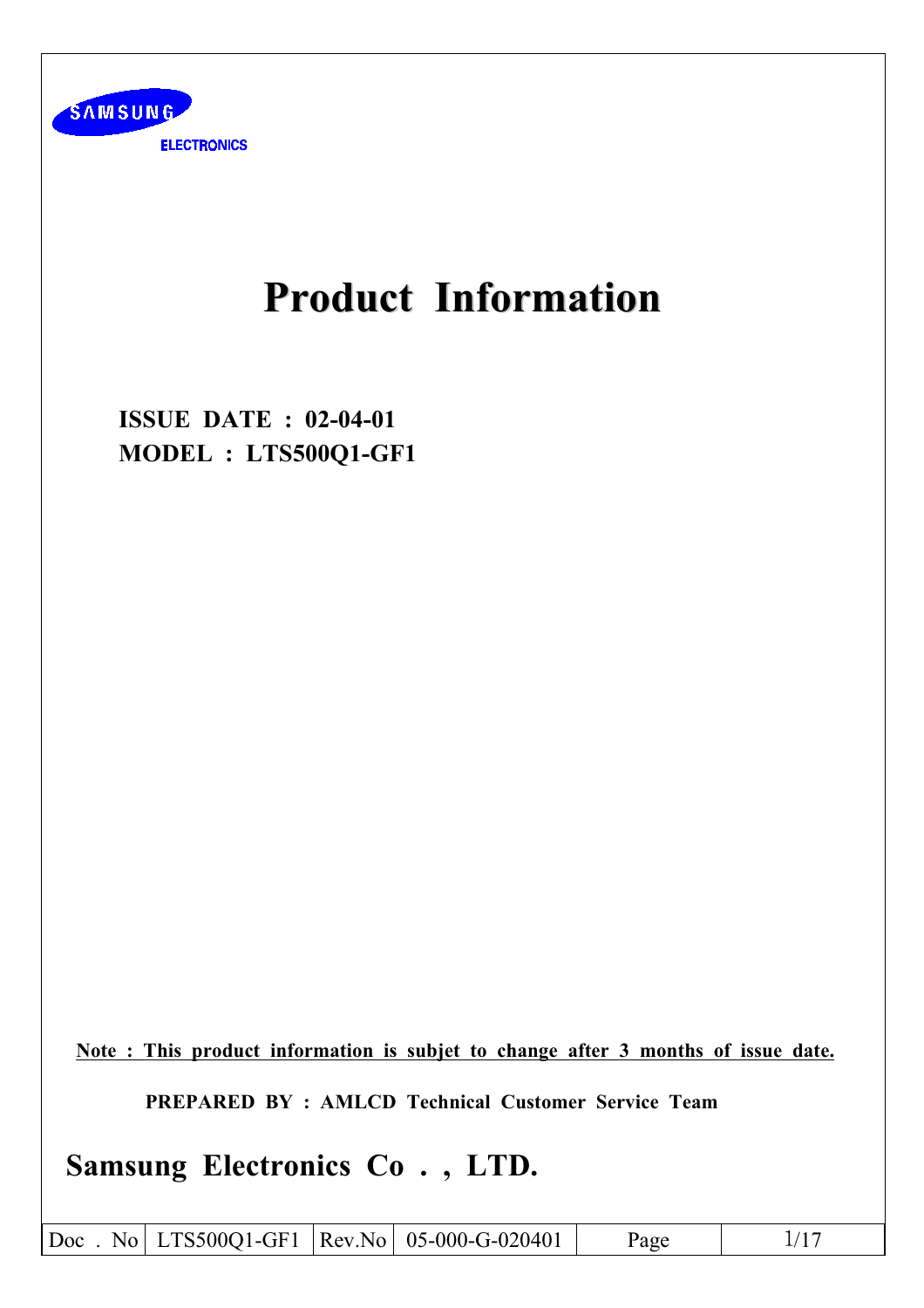SAMSUNG
ELECTRONICS

# Product Information

**ISSUE DATE : 02-04-01**
**MODEL : LTS500Q1-GF1**

**Note : This product information is subjet to change after 3 months of issue date.**

**PREPARED BY : AMLCD Technical Customer Service Team**

## Samsung Electronics Co . , LTD.

| Doc . No | LTS500Q1-GF1 | Rev.No | 05-000-G-020401 |
|---|---|---|---|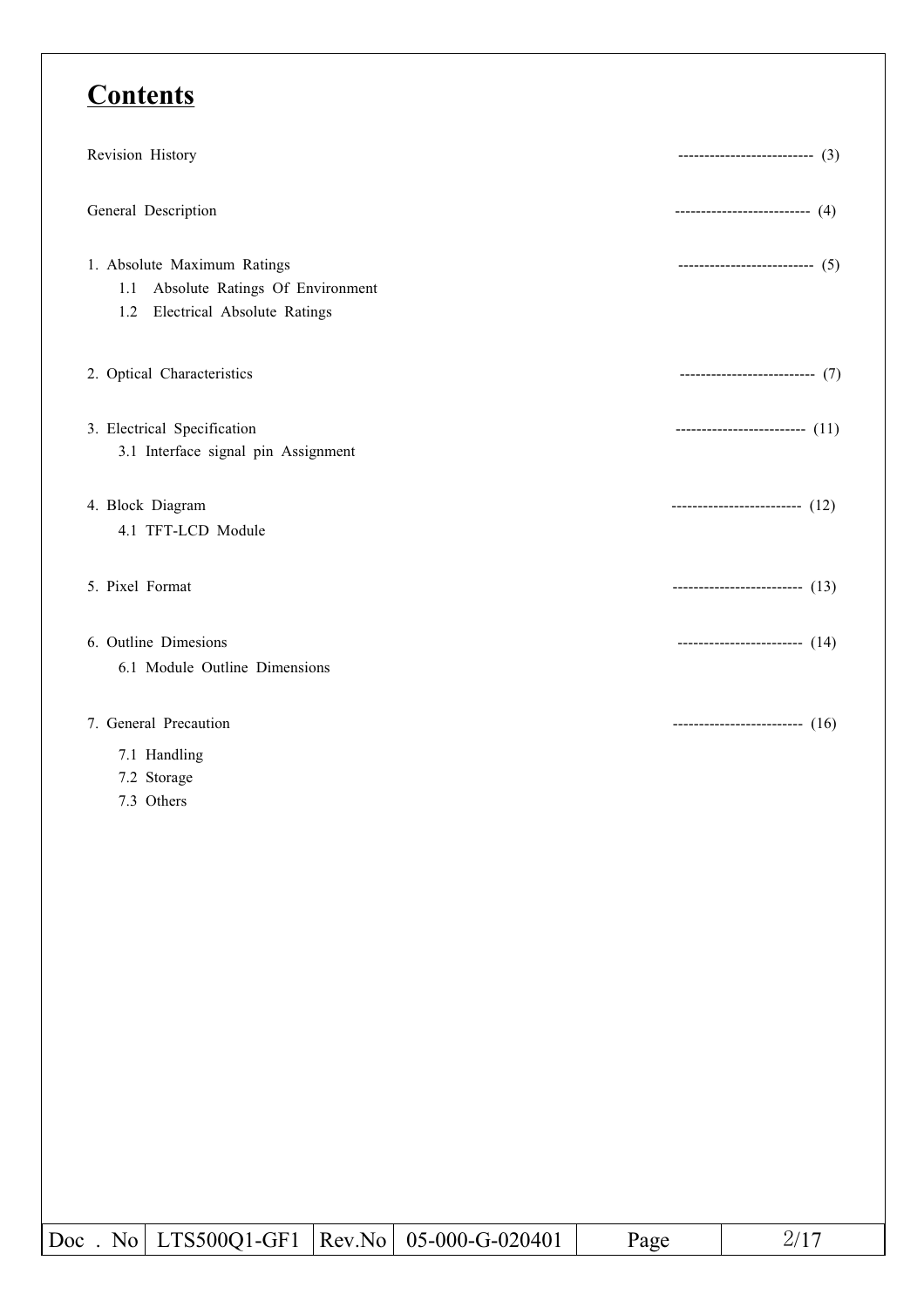# Contents

Revision History -------------------------- (3)

General Description -------------------------- (4)

1. Absolute Maximum Ratings -------------------------- (5)
   - 1.1 Absolute Ratings Of Environment
   - 1.2 Electrical Absolute Ratings

2. Optical Characteristics -------------------------- (7)

3. Electrical Specification ------------------------- (11)
   - 3.1 Interface signal pin Assignment

4. Block Diagram ------------------------- (12)
   - 4.1 TFT-LCD Module

5. Pixel Format ------------------------- (13)

6. Outline Dimesions ------------------------ (14)
   - 6.1 Module Outline Dimensions

7. General Precaution ------------------------- (16)
   - 7.1 Handling
   - 7.2 Storage
   - 7.3 Others

| Doc . No | LTS500Q1-GF1 | Rev.No | 05-000-G-020401 | Page | 2/17 |
|---|---|---|---|---|---|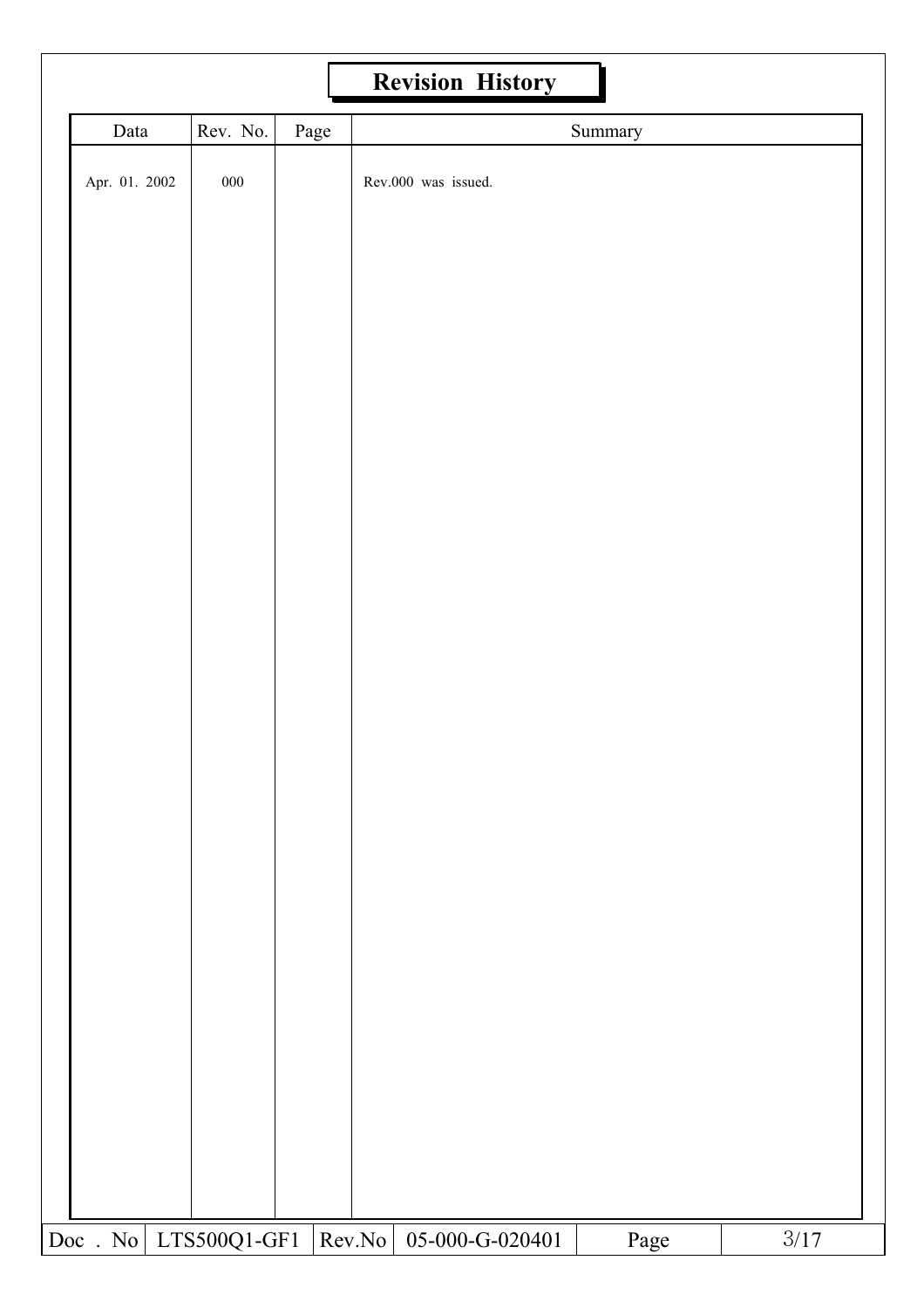# Revision History

| Data | Rev. No. | Page | Summary |
|---|---|---|---|
| Apr. 01. 2002 | 000 | | Rev.000 was issued. |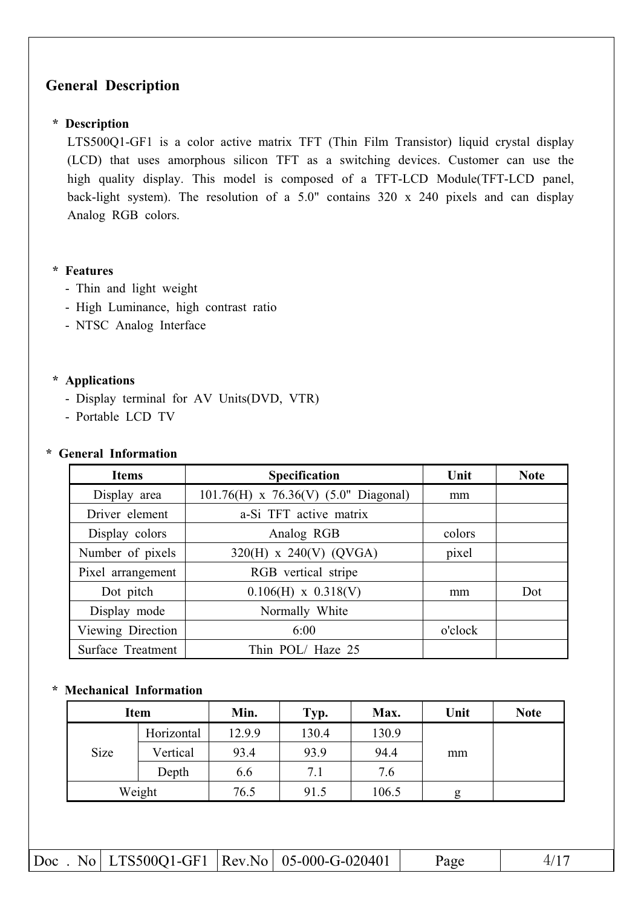## General Description

**\* Description**

LTS500Q1-GF1 is a color active matrix TFT (Thin Film Transistor) liquid crystal display (LCD) that uses amorphous silicon TFT as a switching devices. Customer can use the high quality display. This model is composed of a TFT-LCD Module(TFT-LCD panel, back-light system). The resolution of a 5.0" contains 320 x 240 pixels and can display Analog RGB colors.

**\* Features**

- Thin and light weight
- High Luminance, high contrast ratio
- NTSC Analog Interface

**\* Applications**

- Display terminal for AV Units(DVD, VTR)
- Portable LCD TV

**\* General Information**

| Items | Specification | Unit | Note |
|---|---|---|---|
| Display area | 101.76(H) x 76.36(V) (5.0" Diagonal) | mm | |
| Driver element | a-Si TFT active matrix | | |
| Display colors | Analog RGB | colors | |
| Number of pixels | 320(H) x 240(V) (QVGA) | pixel | |
| Pixel arrangement | RGB vertical stripe | | |
| Dot pitch | 0.106(H) x 0.318(V) | mm | Dot |
| Display mode | Normally White | | |
| Viewing Direction | 6:00 | o'clock | |
| Surface Treatment | Thin POL/ Haze 25 | | |

**\* Mechanical Information**

| Item | | Min. | Typ. | Max. | Unit | Note |
|---|---|---|---|---|---|---|
| Size | Horizontal | 12.9.9 | 130.4 | 130.9 | mm | |
| | Vertical | 93.4 | 93.9 | 94.4 | | |
| | Depth | 6.6 | 7.1 | 7.6 | | |
| Weight | | 76.5 | 91.5 | 106.5 | g | |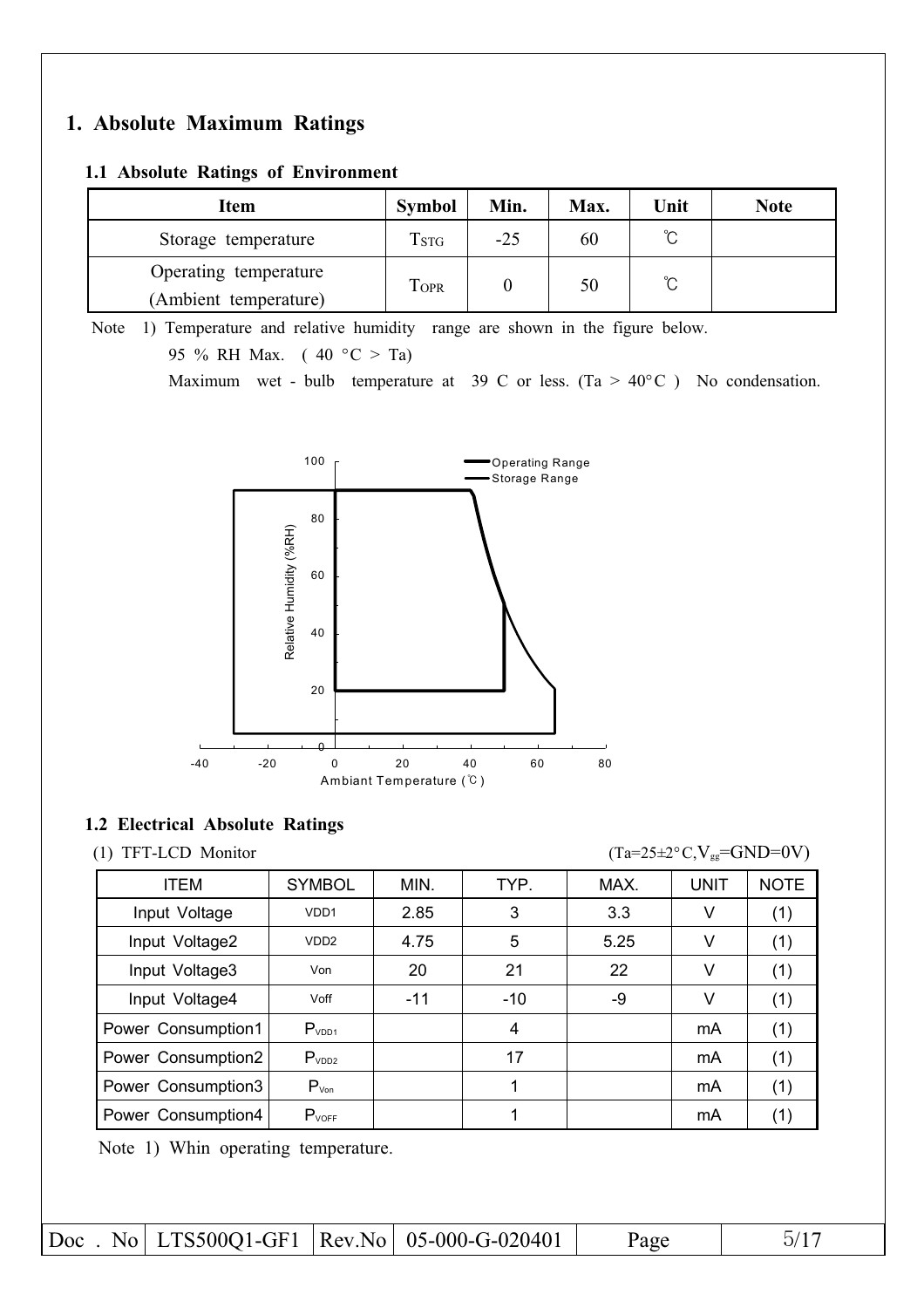# 1. Absolute Maximum Ratings

## 1.1 Absolute Ratings of Environment

| Item | Symbol | Min. | Max. | Unit | Note |
|---|---|---|---|---|---|
| Storage temperature | $T_{STG}$ | -25 | 60 | ℃ | |
| Operating temperature (Ambient temperature) | $T_{OPR}$ | 0 | 50 | ℃ | |

Note 1) Temperature and relative humidity range are shown in the figure below.

95 % RH Max. ( 40 °C > Ta)

Maximum wet - bulb temperature at 39 C or less. (Ta > 40°C ) No condensation.

## 1.2 Electrical Absolute Ratings

(1) TFT-LCD Monitor (Ta=25±2°C, $V_{gg}$=GND=0V)

| ITEM | SYMBOL | MIN. | TYP. | MAX. | UNIT | NOTE |
|---|---|---|---|---|---|---|
| Input Voltage | VDD1 | 2.85 | 3 | 3.3 | V | (1) |
| Input Voltage2 | VDD2 | 4.75 | 5 | 5.25 | V | (1) |
| Input Voltage3 | Von | 20 | 21 | 22 | V | (1) |
| Input Voltage4 | Voff | -11 | -10 | -9 | V | (1) |
| Power Consumption1 | $P_{VDD1}$ | | 4 | | mA | (1) |
| Power Consumption2 | $P_{VDD2}$ | | 17 | | mA | (1) |
| Power Consumption3 | $P_{Von}$ | | 1 | | mA | (1) |
| Power Consumption4 | $P_{VOFF}$ | | 1 | | mA | (1) |

Note 1) Whin operating temperature.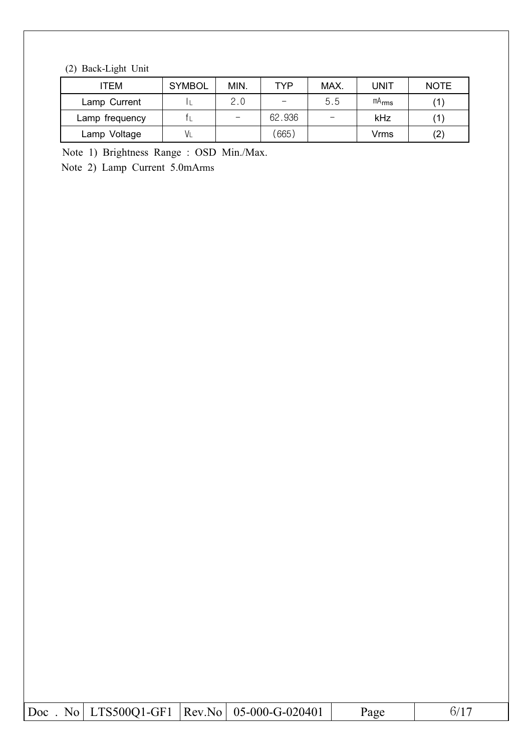(2) Back-Light Unit

| ITEM | SYMBOL | MIN. | TYP | MAX. | UNIT | NOTE |
|---|---|---|---|---|---|---|
| Lamp Current | $I_L$ | 2.0 | - | 5.5 | $mA_{rms}$ | (1) |
| Lamp frequency | $f_L$ | - | 62.936 | - | kHz | (1) |
| Lamp Voltage | $V_L$ | | (665) | | Vrms | (2) |

Note 1) Brightness Range : OSD Min./Max.

Note 2) Lamp Current 5.0mArms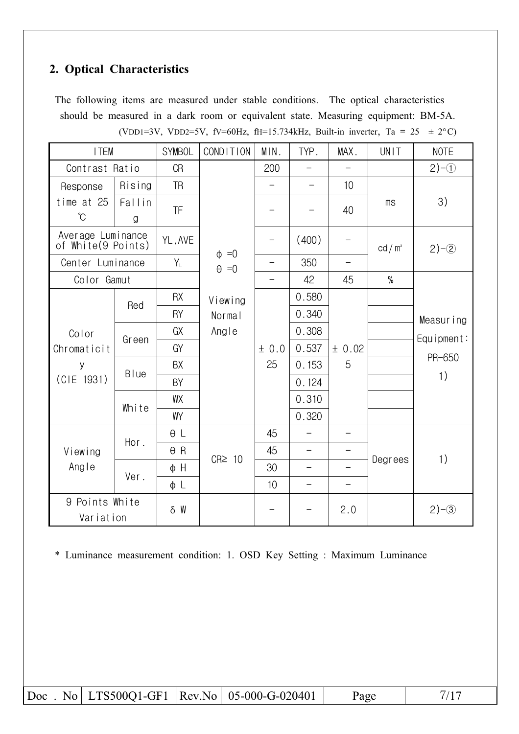## 2. Optical Characteristics

The following items are measured under stable conditions. The optical characteristics should be measured in a dark room or equivalent state. Measuring equipment: BM-5A.

($V_{DD1}$=3V, $V_{DD2}$=5V, $f_V$=60Hz, $f_H$=15.734kHz, Built-in inverter, Ta = 25 ± 2°C)

| ITEM | | SYMBOL | CONDITION | MIN. | TYP. | MAX. | UNIT | NOTE |
|---|---|---|---|---|---|---|---|---|
| Contrast Ratio | | CR | ϕ =0<br>θ =0<br><br>Viewing Normal Angle | 200 | - | - | | 2)-① |
| Response time at 25 ℃ | Rising | TR | | - | - | 10 | ms | 3) |
| | Falling | TF | | - | - | 40 | | |
| Average Luminance of White(9 Points) | | YL,AVE | | - | (400) | - | cd/㎡ | 2)-② |
| Center Luminance | | $Y_L$ | | - | 350 | - | | |
| Color Gamut | | | | - | 42 | 45 | % | Measuring Equipment: PR-650 1) |
| Color Chromaticity (CIE 1931) | Red | RX | | ± 0.025 | 0.580 | ± 0.025 | | |
| | | RY | | | 0.340 | | | |
| | Green | GX | | | 0.308 | | | |
| | | GY | | | 0.537 | | | |
| | Blue | BX | | | 0.153 | | | |
| | | BY | | | 0.124 | | | |
| | White | WX | | | 0.310 | | | |
| | | WY | | | 0.320 | | | |
| Viewing Angle | Hor. | θ L | CR≥ 10 | 45 | - | - | Degrees | 1) |
| | | θ R | | 45 | - | - | | |
| | Ver. | ϕ H | | 30 | - | - | | |
| | | ϕ L | | 10 | - | - | | |
| 9 Points White Variation | | δ W | | - | - | 2.0 | | 2)-③ |

\* Luminance measurement condition: 1. OSD Key Setting : Maximum Luminance

| Doc . No | LTS500Q1-GF1 | Rev.No | 05-000-G-020401 |
|---|---|---|---|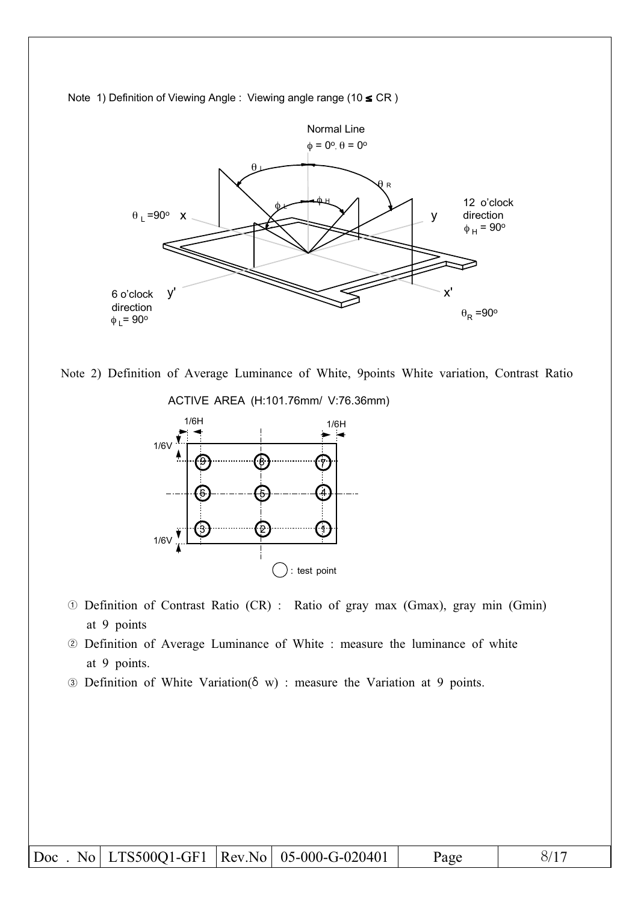Note 1) Definition of Viewing Angle : Viewing angle range (10 ≤ CR )

Normal Line

$\phi = 0^o, \theta = 0^o$

$\theta_L = 90^o$ x

y 12 o'clock direction $\phi_H = 90^o$

6 o'clock direction $\phi_L = 90^o$ y'

x' $\theta_R = 90^o$

Note 2) Definition of Average Luminance of White, 9points White variation, Contrast Ratio

ACTIVE AREA (H:101.76mm/ V:76.36mm)

1/6H 1/6H 1/6V 1/6V

○ : test point

① Definition of Contrast Ratio (CR) : Ratio of gray max (Gmax), gray min (Gmin) at 9 points

② Definition of Average Luminance of White : measure the luminance of white at 9 points.

③ Definition of White Variation($\delta$ w) : measure the Variation at 9 points.

| Doc . No | LTS500Q1-GF1 | Rev.No | 05-000-G-020401 | Page | 8/17 |
|---|---|---|---|---|---|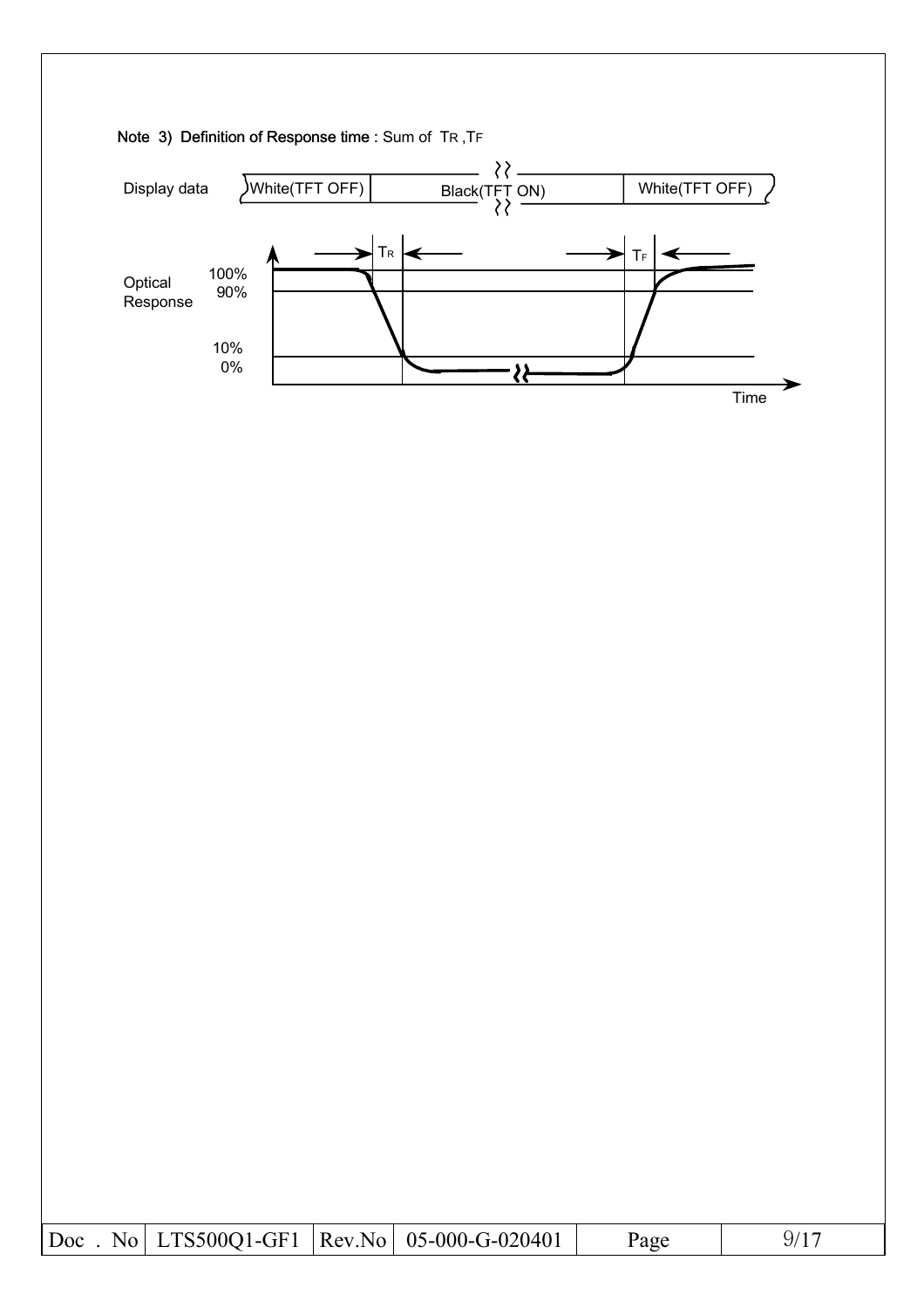**Note 3) Definition of Response time :** Sum of $T_R$ ,$T_F$

Display data: White(TFT OFF) | Black(TFT ON) | White(TFT OFF)

Optical Response: 100%, 90%, 10%, 0%

$T_R$ $T_F$

Time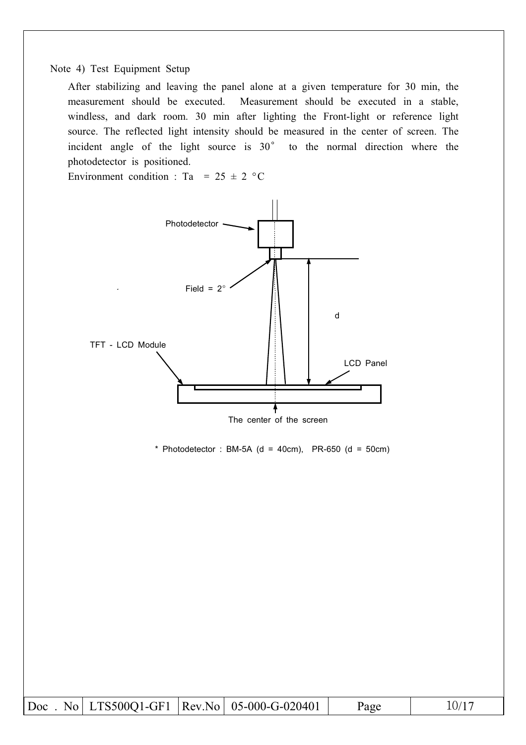Note 4) Test Equipment Setup

After stabilizing and leaving the panel alone at a given temperature for 30 min, the measurement should be executed. Measurement should be executed in a stable, windless, and dark room. 30 min after lighting the Front-light or reference light source. The reflected light intensity should be measured in the center of screen. The incident angle of the light source is 30° to the normal direction where the photodetector is positioned.

Environment condition : Ta = 25 ± 2 °C

Photodetector

Field = 2°

d

TFT - LCD Module

LCD Panel

The center of the screen

* Photodetector : BM-5A (d = 40cm), PR-650 (d = 50cm)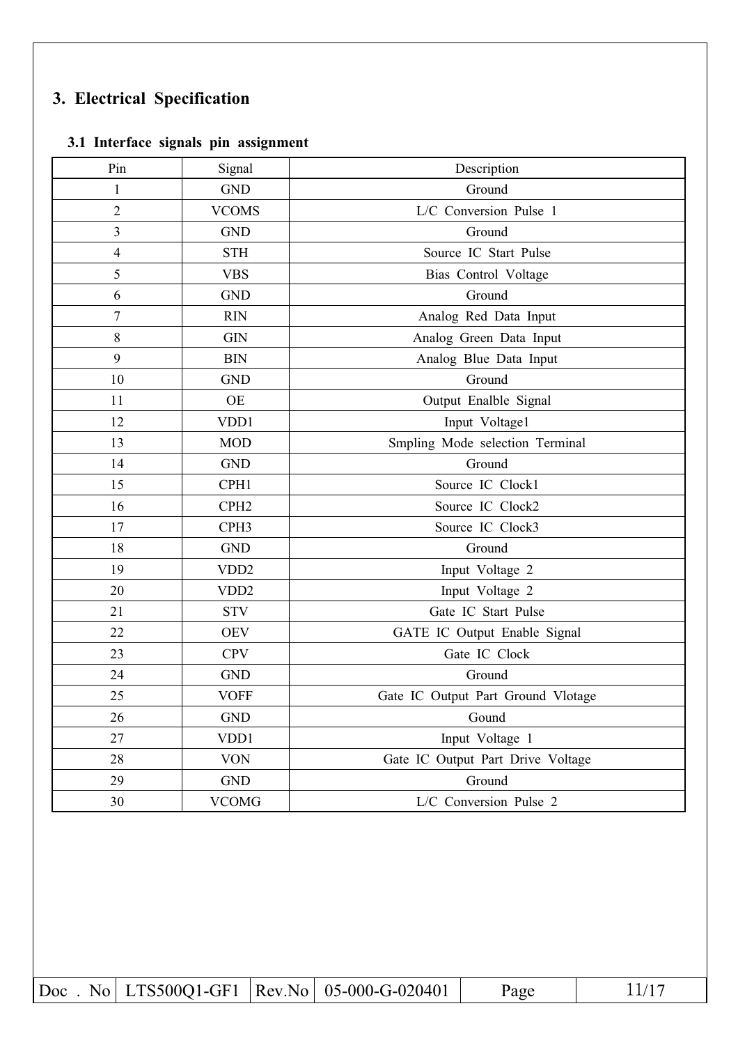## 3. Electrical Specification

### 3.1 Interface signals pin assignment

| Pin | Signal | Description |
|---|---|---|
| 1 | GND | Ground |
| 2 | VCOMS | L/C Conversion Pulse 1 |
| 3 | GND | Ground |
| 4 | STH | Source IC Start Pulse |
| 5 | VBS | Bias Control Voltage |
| 6 | GND | Ground |
| 7 | RIN | Analog Red Data Input |
| 8 | GIN | Analog Green Data Input |
| 9 | BIN | Analog Blue Data Input |
| 10 | GND | Ground |
| 11 | OE | Output Enalble Signal |
| 12 | VDD1 | Input Voltage1 |
| 13 | MOD | Smpling Mode selection Terminal |
| 14 | GND | Ground |
| 15 | CPH1 | Source IC Clock1 |
| 16 | CPH2 | Source IC Clock2 |
| 17 | CPH3 | Source IC Clock3 |
| 18 | GND | Ground |
| 19 | VDD2 | Input Voltage 2 |
| 20 | VDD2 | Input Voltage 2 |
| 21 | STV | Gate IC Start Pulse |
| 22 | OEV | GATE IC Output Enable Signal |
| 23 | CPV | Gate IC Clock |
| 24 | GND | Ground |
| 25 | VOFF | Gate IC Output Part Ground Vlotage |
| 26 | GND | Gound |
| 27 | VDD1 | Input Voltage 1 |
| 28 | VON | Gate IC Output Part Drive Voltage |
| 29 | GND | Ground |
| 30 | VCOMG | L/C Conversion Pulse 2 |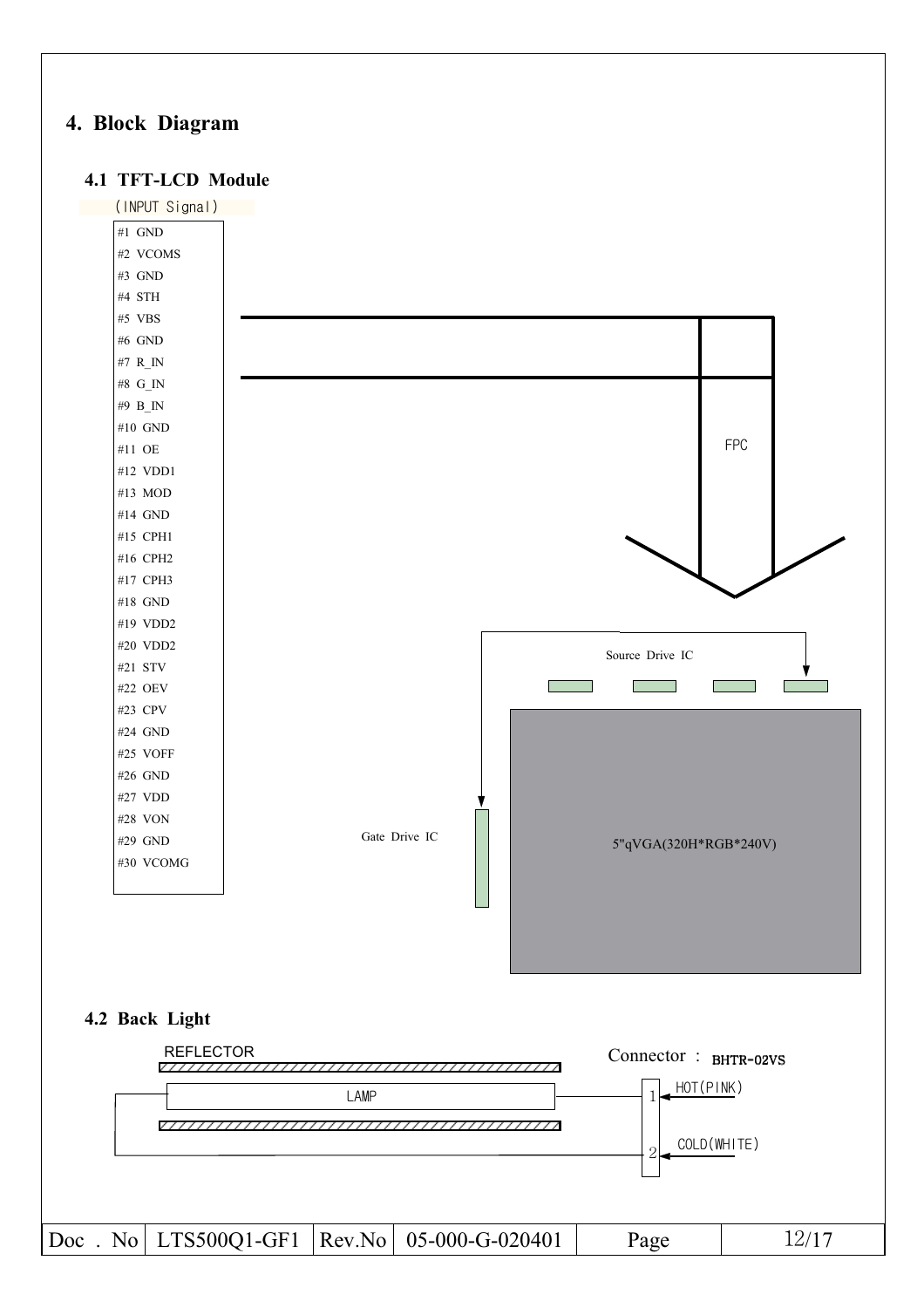# 4. Block Diagram

## 4.1 TFT-LCD Module

(INPUT Signal)

#1 GND
#2 VCOMS
#3 GND
#4 STH
#5 VBS
#6 GND
#7 R_IN
#8 G_IN
#9 B_IN
#10 GND
#11 OE
#12 VDD1
#13 MOD
#14 GND
#15 CPH1
#16 CPH2
#17 CPH3
#18 GND
#19 VDD2
#20 VDD2
#21 STV
#22 OEV
#23 CPV
#24 GND
#25 VOFF
#26 GND
#27 VDD
#28 VON
#29 GND
#30 VCOMG

FPC

Source Drive IC

Gate Drive IC

5"qVGA(320H*RGB*240V)

## 4.2 Back Light

REFLECTOR

LAMP

Connector : BHTR-02VS

1 HOT(PINK)

2 COLD(WHITE)

| Doc . No | LTS500Q1-GF1 | Rev.No | 05-000-G-020401 | Page | 12/17 |
|---|---|---|---|---|---|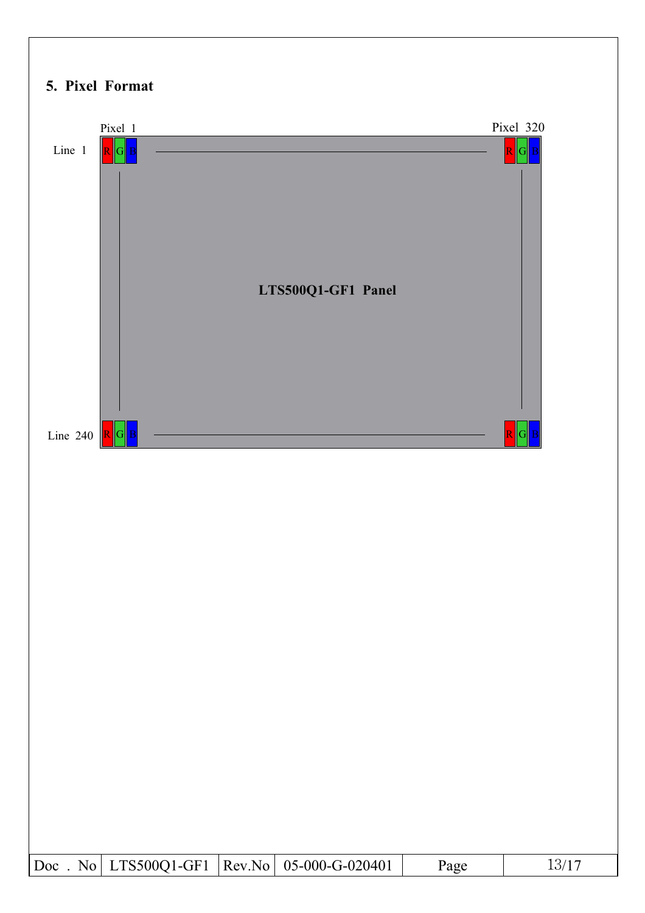## 5. Pixel Format

Pixel 1

Pixel 320

Line 1

Line 240

LTS500Q1-GF1 Panel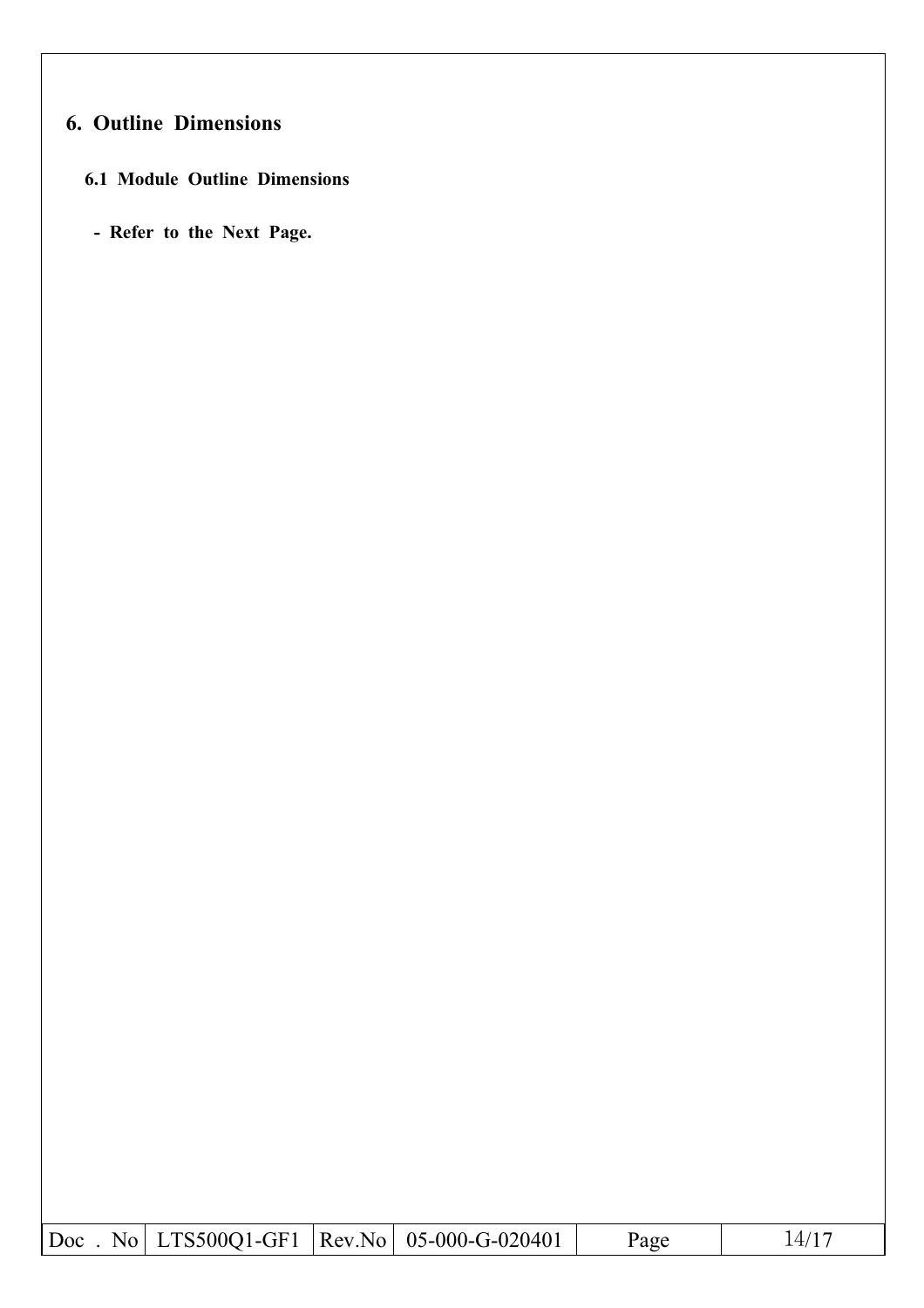## 6. Outline Dimensions

### 6.1 Module Outline Dimensions

- Refer to the Next Page.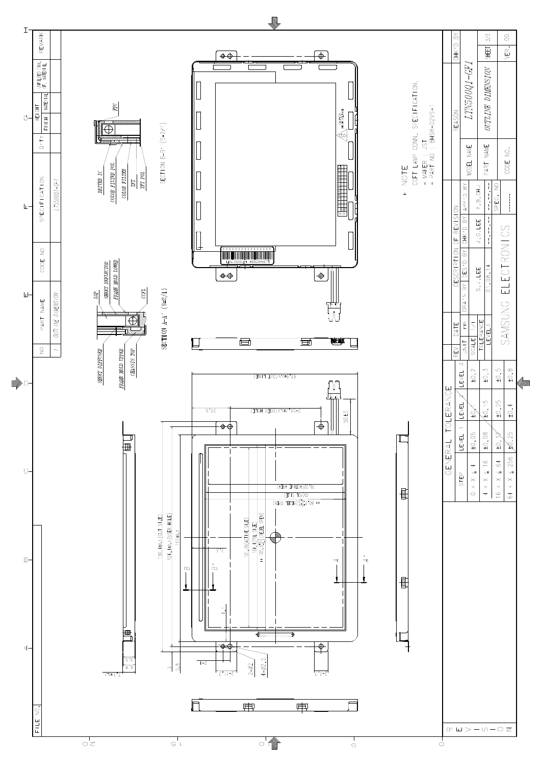| NO | PART NAME | CODE NO. | SPECIFICATION | Q'TY | FINISH | WEIGHT | UNFOLDED DIM. OF MATERIAL | REMARK |
|---|---|---|---|---|---|---|---|---|
| 1 | OUTLINE DIMENSION | | LTN500Q1-GF1 | | | | | |

SECTION A-A' (S=2/1)

- SHEET DIFFUSER
- FRAME MOLD UPPER
- CHASSIS TOP
- LGP
- SHEET REFLECTOR
- FRAME MOLD LOWER
- CCFL

SECTION B-B' (S=2/1)

- DRIVER IC
- COLOR FILTER POL
- COLOR FILTER
- TFT
- TFT POL
- FPC

* NOTE
CCFT LAMP CONN. SPECIFICATION.
- MAKER : JST
- PART NO : BHSR-02VS-1

Dimensions: 130.4±0.5 (OUT SIDE); 124.4±0.3 (USER HOLE); 117±0.3; 101.26 (ACTIVE SIZE); 104.4 (POL SIZE); 105.46±0.3 (BEZEL OPEN); 97.9±0.5 (OUT LINE); 2-91.7±0.3 (USER HOLE); 21.5; 50±5; 76.32 (ACTIVE AREA); 79 (POL SIZE); 80.1±0.3 (BEZEL OPEN); 2-11.7; 2-7.7; 2-Φ2; 4-Φ2.5; 3; 3.8; 5.5; 6.9; 7.1±0.3; 2-1

| GENERAL TOLERANCE | | | |
|---|---|---|---|
| STEP | LEVEL 1 | LEVEL 2 | LEVEL 3 |
| 0 < X ≤ 4 | ±0.05 | ±0.1 | ±0.2 |
| 4 < X ≤ 16 | ±0.08 | ±0.15 | ±0.3 |
| 16 < X ≤ 64 | ±0.12 | ±0.25 | ±0.5 |
| 64 < X ≤ 256 | ±0.25 | ±0.4 | ±0.8 |

| REV. | DATE | DESCRIPTION OF REVISION | | | REASON | CHK'D BY |
|---|---|---|---|---|---|---|
| UNIT | mm | DRAW'N BY | DES'D BY | CHK'D BY | APP'D BY | |
| SCALE | 1/1 | S.J.LEE | | J.G.LEE | Y.B.CHO | |
| TOLERANCE | LEVEL 3 | 01.08.14 | | --.--.-- | --.--.-- | |

SAMSUNG ELECTRONICS

| | |
|---|---|
| MODEL NAME | LTN500Q1-GF1 |
| PART NAME | OUTLINE DIMENSION |
| SPEC. NO | ------ |
| CODE NO. | |
| SHEET | 3/3 |
| VER. | 00 |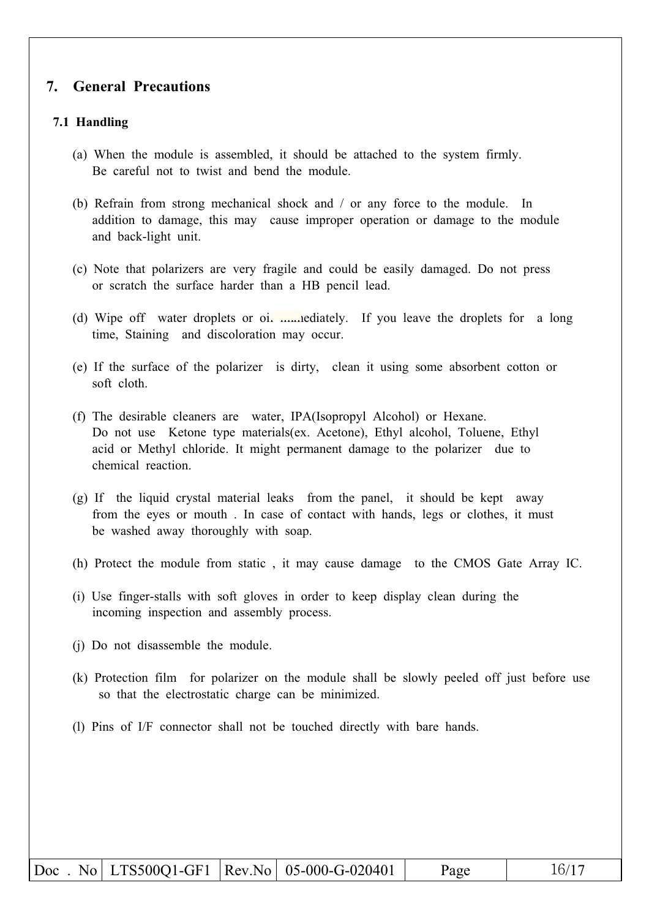## 7. General Precautions

### 7.1 Handling

(a) When the module is assembled, it should be attached to the system firmly. Be careful not to twist and bend the module.

(b) Refrain from strong mechanical shock and / or any force to the module. In addition to damage, this may cause improper operation or damage to the module and back-light unit.

(c) Note that polarizers are very fragile and could be easily damaged. Do not press or scratch the surface harder than a HB pencil lead.

(d) Wipe off water droplets or oil immediately. If you leave the droplets for a long time, Staining and discoloration may occur.

(e) If the surface of the polarizer is dirty, clean it using some absorbent cotton or soft cloth.

(f) The desirable cleaners are water, IPA(Isopropyl Alcohol) or Hexane. Do not use Ketone type materials(ex. Acetone), Ethyl alcohol, Toluene, Ethyl acid or Methyl chloride. It might permanent damage to the polarizer due to chemical reaction.

(g) If the liquid crystal material leaks from the panel, it should be kept away from the eyes or mouth . In case of contact with hands, legs or clothes, it must be washed away thoroughly with soap.

(h) Protect the module from static , it may cause damage to the CMOS Gate Array IC.

(i) Use finger-stalls with soft gloves in order to keep display clean during the incoming inspection and assembly process.

(j) Do not disassemble the module.

(k) Protection film for polarizer on the module shall be slowly peeled off just before use so that the electrostatic charge can be minimized.

(l) Pins of I/F connector shall not be touched directly with bare hands.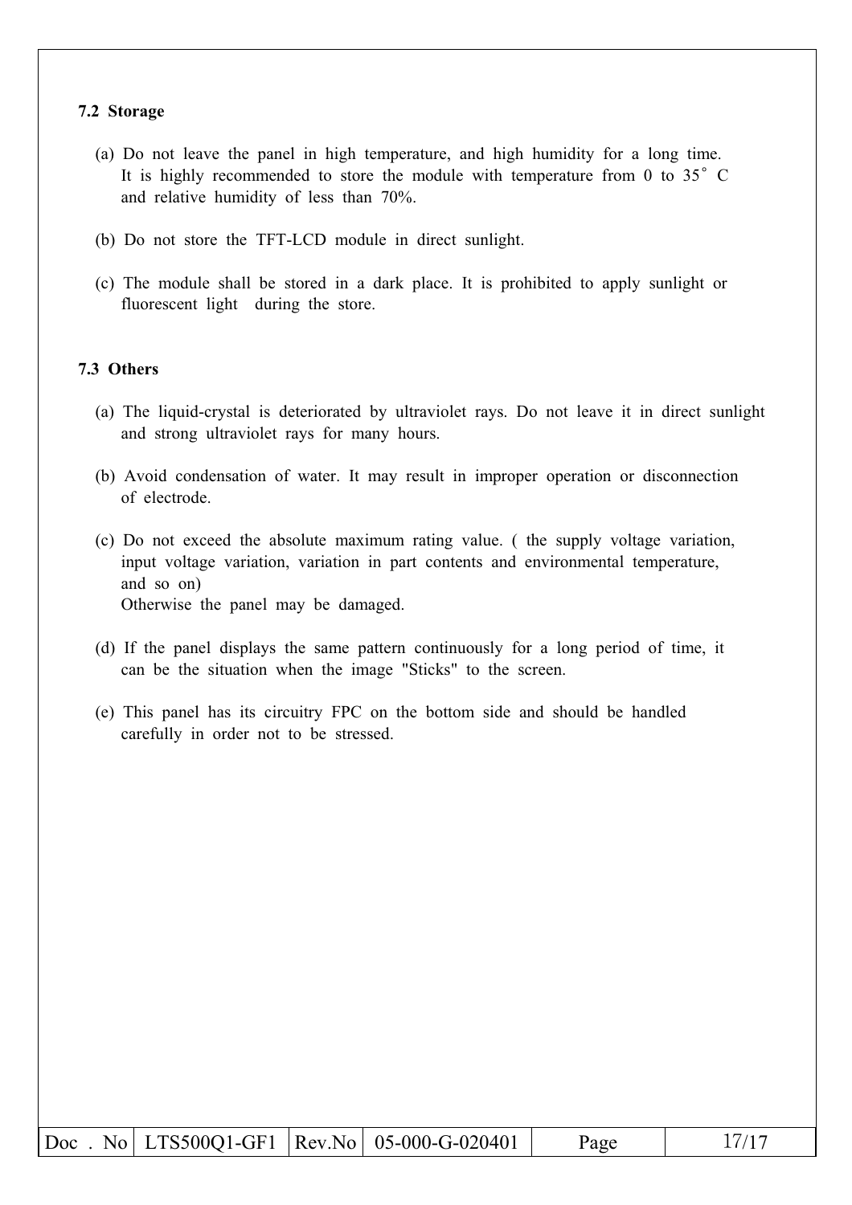### 7.2 Storage

(a) Do not leave the panel in high temperature, and high humidity for a long time. It is highly recommended to store the module with temperature from 0 to 35° C and relative humidity of less than 70%.

(b) Do not store the TFT-LCD module in direct sunlight.

(c) The module shall be stored in a dark place. It is prohibited to apply sunlight or fluorescent light during the store.

### 7.3 Others

(a) The liquid-crystal is deteriorated by ultraviolet rays. Do not leave it in direct sunlight and strong ultraviolet rays for many hours.

(b) Avoid condensation of water. It may result in improper operation or disconnection of electrode.

(c) Do not exceed the absolute maximum rating value. ( the supply voltage variation, input voltage variation, variation in part contents and environmental temperature, and so on)
Otherwise the panel may be damaged.

(d) If the panel displays the same pattern continuously for a long period of time, it can be the situation when the image "Sticks" to the screen.

(e) This panel has its circuitry FPC on the bottom side and should be handled carefully in order not to be stressed.